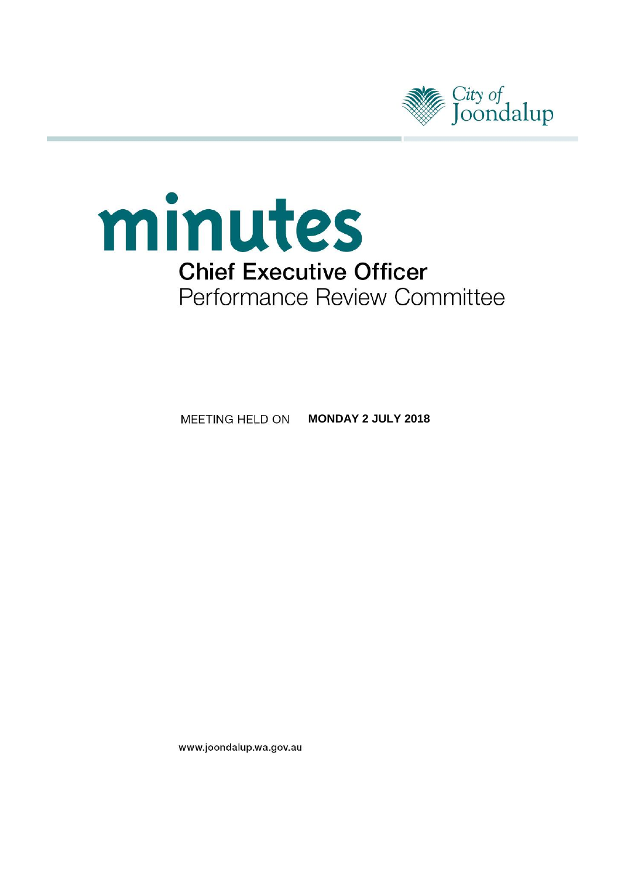City of Joondalup

# minutes

## Chief Executive Officer

Performance Review Committee

MEETING HELD ON **MONDAY 2 JULY 2018**

www.joondalup.wa.gov.au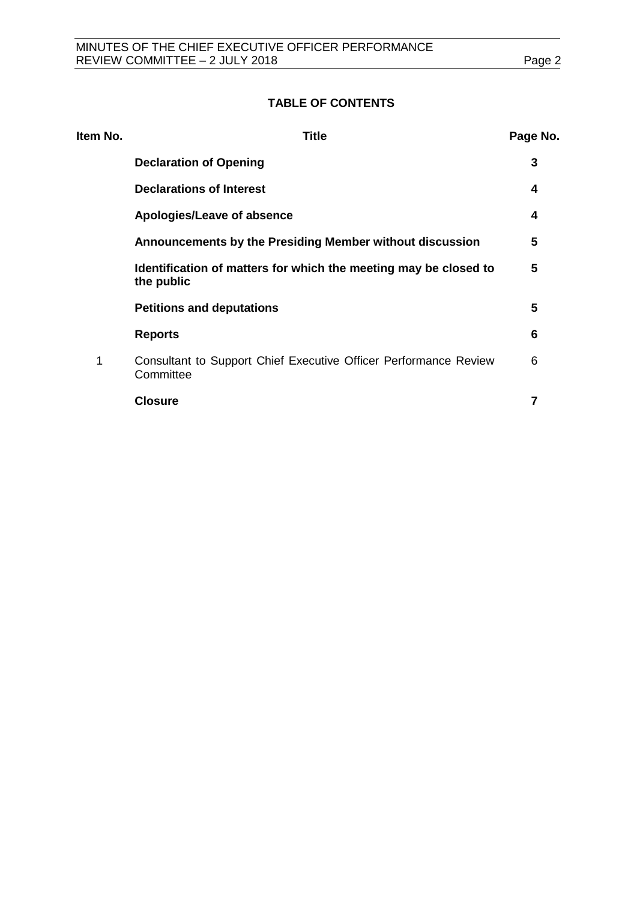## TABLE OF CONTENTS

| Item No. | Title | Page No. |
|---|---|---|
| | **Declaration of Opening** | **3** |
| | **Declarations of Interest** | **4** |
| | **Apologies/Leave of absence** | **4** |
| | **Announcements by the Presiding Member without discussion** | **5** |
| | **Identification of matters for which the meeting may be closed to the public** | **5** |
| | **Petitions and deputations** | **5** |
| | **Reports** | **6** |
| 1 | Consultant to Support Chief Executive Officer Performance Review Committee | 6 |
| | **Closure** | **7** |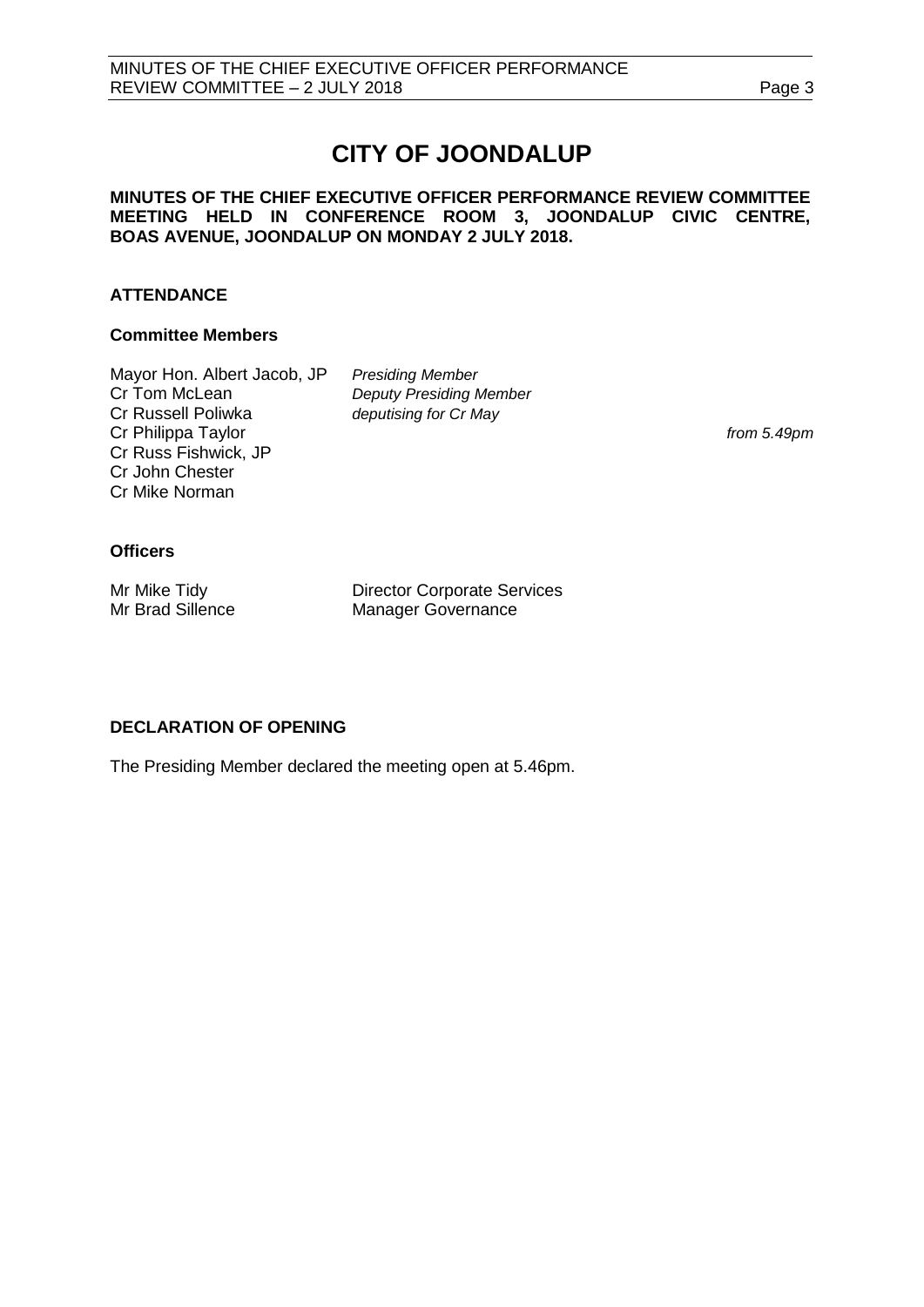# CITY OF JOONDALUP

**MINUTES OF THE CHIEF EXECUTIVE OFFICER PERFORMANCE REVIEW COMMITTEE MEETING HELD IN CONFERENCE ROOM 3, JOONDALUP CIVIC CENTRE, BOAS AVENUE, JOONDALUP ON MONDAY 2 JULY 2018.**

## ATTENDANCE

### Committee Members

| | | |
|---|---|---|
| Mayor Hon. Albert Jacob, JP | *Presiding Member* | |
| Cr Tom McLean | *Deputy Presiding Member* | |
| Cr Russell Poliwka | *deputising for Cr May* | |
| Cr Philippa Taylor | | *from 5.49pm* |
| Cr Russ Fishwick, JP | | |
| Cr John Chester | | |
| Cr Mike Norman | | |

### Officers

| | |
|---|---|
| Mr Mike Tidy | Director Corporate Services |
| Mr Brad Sillence | Manager Governance |

## DECLARATION OF OPENING

The Presiding Member declared the meeting open at 5.46pm.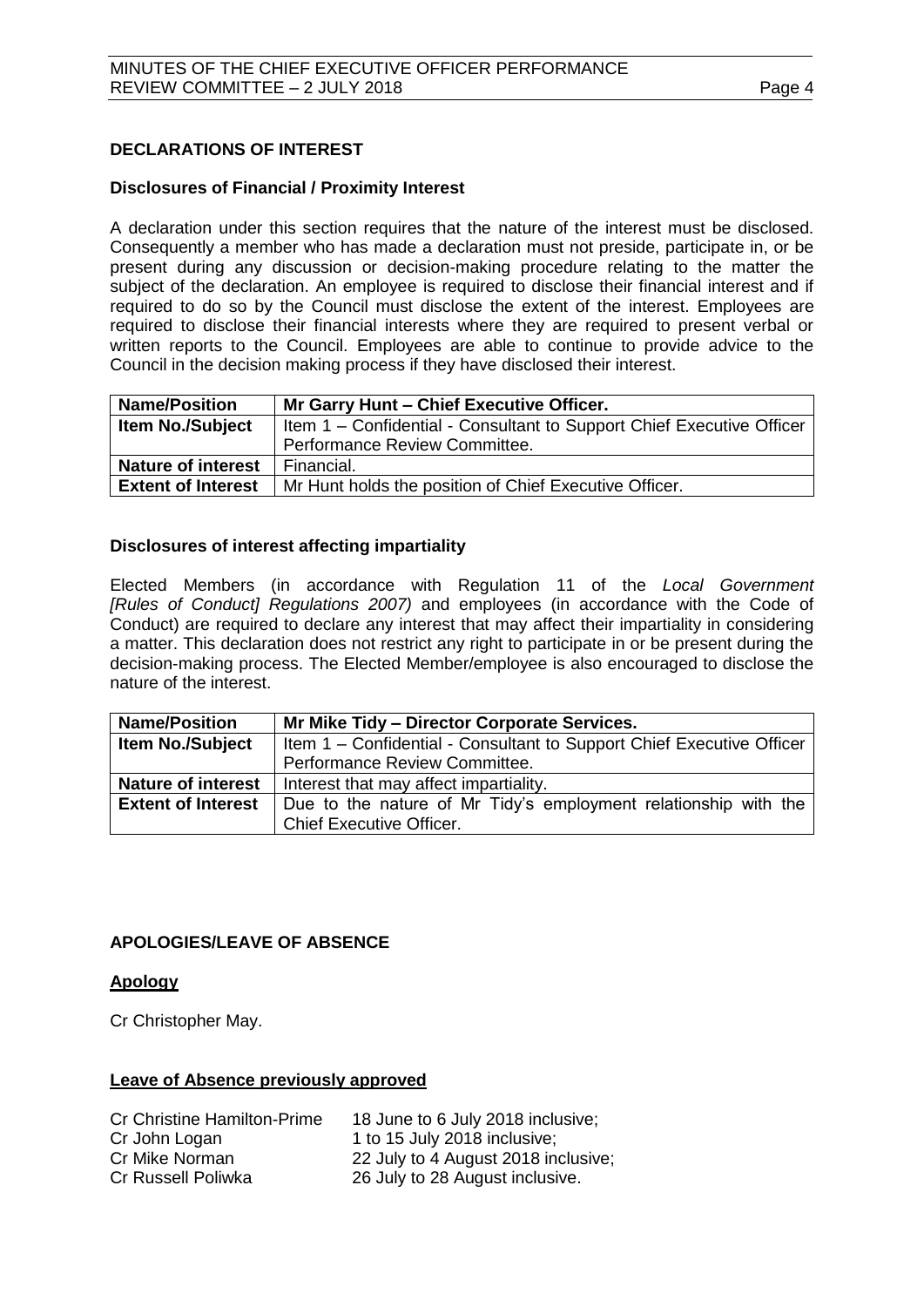**DECLARATIONS OF INTEREST**

**Disclosures of Financial / Proximity Interest**

A declaration under this section requires that the nature of the interest must be disclosed. Consequently a member who has made a declaration must not preside, participate in, or be present during any discussion or decision-making procedure relating to the matter the subject of the declaration. An employee is required to disclose their financial interest and if required to do so by the Council must disclose the extent of the interest. Employees are required to disclose their financial interests where they are required to present verbal or written reports to the Council. Employees are able to continue to provide advice to the Council in the decision making process if they have disclosed their interest.

| **Name/Position** | **Mr Garry Hunt – Chief Executive Officer.** |
|---|---|
| **Item No./Subject** | Item 1 – Confidential - Consultant to Support Chief Executive Officer Performance Review Committee. |
| **Nature of interest** | Financial. |
| **Extent of Interest** | Mr Hunt holds the position of Chief Executive Officer. |

**Disclosures of interest affecting impartiality**

Elected Members (in accordance with Regulation 11 of the *Local Government [Rules of Conduct] Regulations 2007)* and employees (in accordance with the Code of Conduct) are required to declare any interest that may affect their impartiality in considering a matter. This declaration does not restrict any right to participate in or be present during the decision-making process. The Elected Member/employee is also encouraged to disclose the nature of the interest.

| **Name/Position** | **Mr Mike Tidy – Director Corporate Services.** |
|---|---|
| **Item No./Subject** | Item 1 – Confidential - Consultant to Support Chief Executive Officer Performance Review Committee. |
| **Nature of interest** | Interest that may affect impartiality. |
| **Extent of Interest** | Due to the nature of Mr Tidy's employment relationship with the Chief Executive Officer. |

**APOLOGIES/LEAVE OF ABSENCE**

**Apology**

Cr Christopher May.

**Leave of Absence previously approved**

| | |
|---|---|
| Cr Christine Hamilton-Prime | 18 June to 6 July 2018 inclusive; |
| Cr John Logan | 1 to 15 July 2018 inclusive; |
| Cr Mike Norman | 22 July to 4 August 2018 inclusive; |
| Cr Russell Poliwka | 26 July to 28 August inclusive. |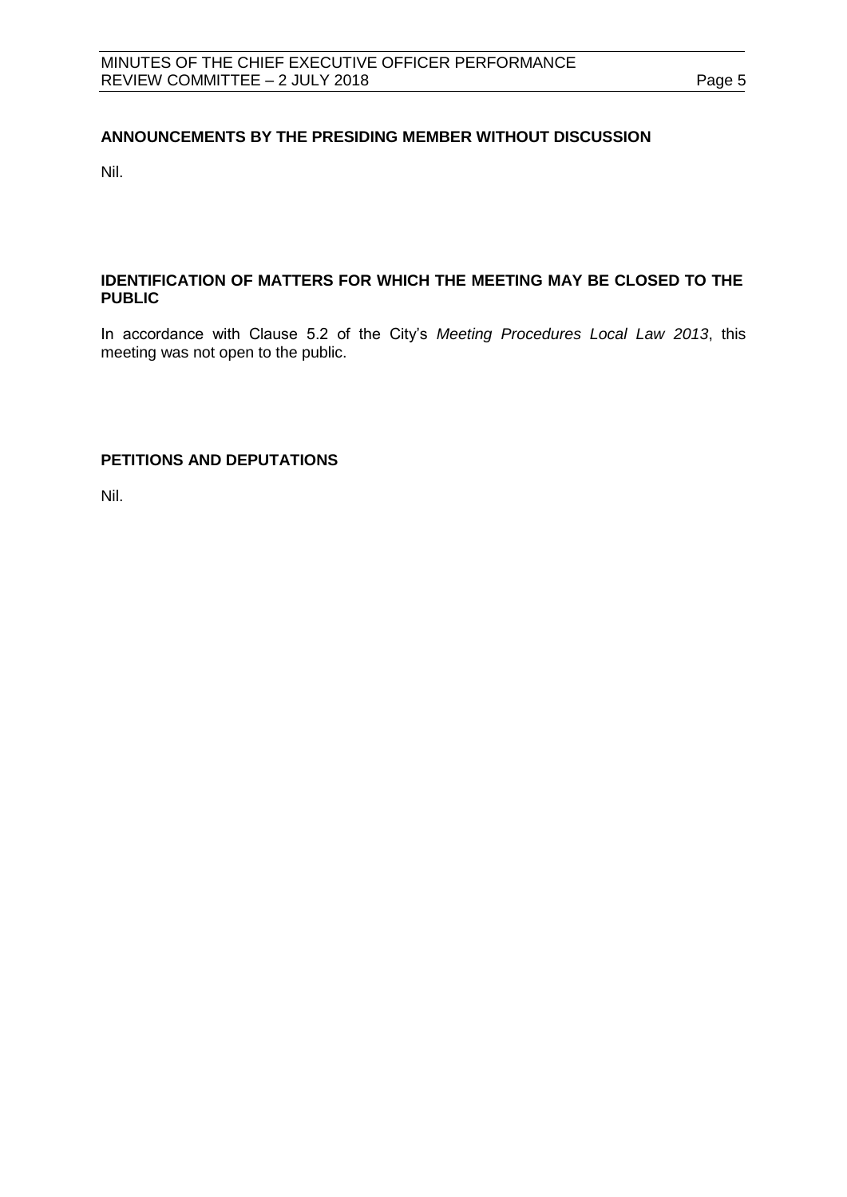## ANNOUNCEMENTS BY THE PRESIDING MEMBER WITHOUT DISCUSSION

Nil.

## IDENTIFICATION OF MATTERS FOR WHICH THE MEETING MAY BE CLOSED TO THE PUBLIC

In accordance with Clause 5.2 of the City's *Meeting Procedures Local Law 2013*, this meeting was not open to the public.

## PETITIONS AND DEPUTATIONS

Nil.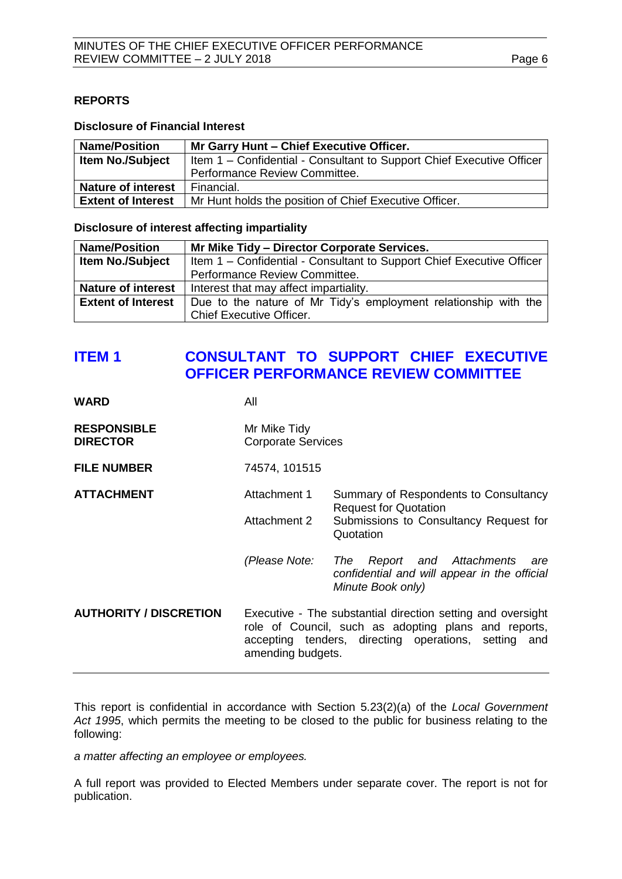## REPORTS

### Disclosure of Financial Interest

| Name/Position | Mr Garry Hunt – Chief Executive Officer. |
| --- | --- |
| Item No./Subject | Item 1 – Confidential - Consultant to Support Chief Executive Officer Performance Review Committee. |
| Nature of interest | Financial. |
| Extent of Interest | Mr Hunt holds the position of Chief Executive Officer. |

### Disclosure of interest affecting impartiality

| Name/Position | Mr Mike Tidy – Director Corporate Services. |
| --- | --- |
| Item No./Subject | Item 1 – Confidential - Consultant to Support Chief Executive Officer Performance Review Committee. |
| Nature of interest | Interest that may affect impartiality. |
| Extent of Interest | Due to the nature of Mr Tidy's employment relationship with the Chief Executive Officer. |

# ITEM 1 CONSULTANT TO SUPPORT CHIEF EXECUTIVE OFFICER PERFORMANCE REVIEW COMMITTEE

**WARD** All

**RESPONSIBLE DIRECTOR** Mr Mike Tidy
Corporate Services

**FILE NUMBER** 74574, 101515

**ATTACHMENT**
Attachment 1 Summary of Respondents to Consultancy Request for Quotation
Attachment 2 Submissions to Consultancy Request for Quotation

*(Please Note: The Report and Attachments are confidential and will appear in the official Minute Book only)*

**AUTHORITY / DISCRETION** Executive - The substantial direction setting and oversight role of Council, such as adopting plans and reports, accepting tenders, directing operations, setting and amending budgets.

---

This report is confidential in accordance with Section 5.23(2)(a) of the *Local Government Act 1995*, which permits the meeting to be closed to the public for business relating to the following:

*a matter affecting an employee or employees.*

A full report was provided to Elected Members under separate cover. The report is not for publication.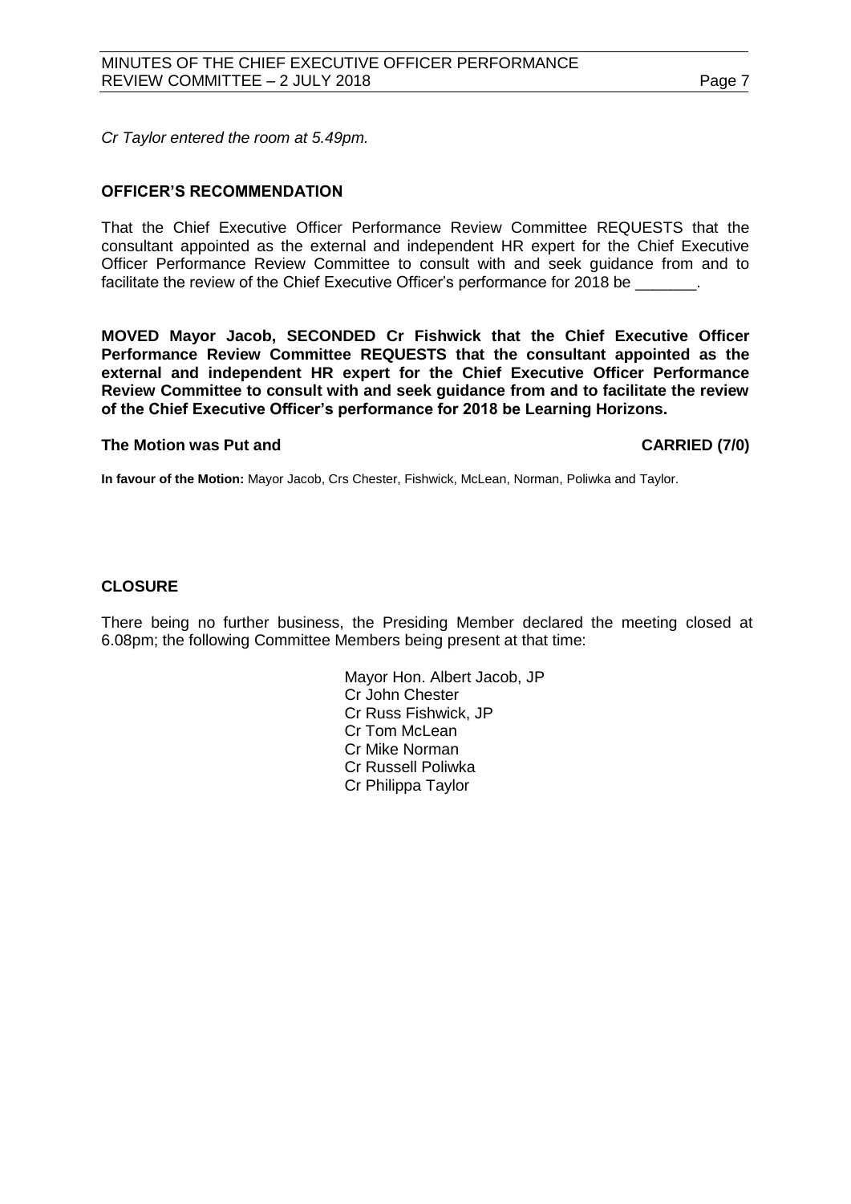*Cr Taylor entered the room at 5.49pm.*

**OFFICER'S RECOMMENDATION**

That the Chief Executive Officer Performance Review Committee REQUESTS that the consultant appointed as the external and independent HR expert for the Chief Executive Officer Performance Review Committee to consult with and seek guidance from and to facilitate the review of the Chief Executive Officer's performance for 2018 be _______.

**MOVED Mayor Jacob, SECONDED Cr Fishwick that the Chief Executive Officer Performance Review Committee REQUESTS that the consultant appointed as the external and independent HR expert for the Chief Executive Officer Performance Review Committee to consult with and seek guidance from and to facilitate the review of the Chief Executive Officer's performance for 2018 be Learning Horizons.**

**The Motion was Put and CARRIED (7/0)**

**In favour of the Motion:** Mayor Jacob, Crs Chester, Fishwick, McLean, Norman, Poliwka and Taylor.

**CLOSURE**

There being no further business, the Presiding Member declared the meeting closed at 6.08pm; the following Committee Members being present at that time:

Mayor Hon. Albert Jacob, JP
Cr John Chester
Cr Russ Fishwick, JP
Cr Tom McLean
Cr Mike Norman
Cr Russell Poliwka
Cr Philippa Taylor